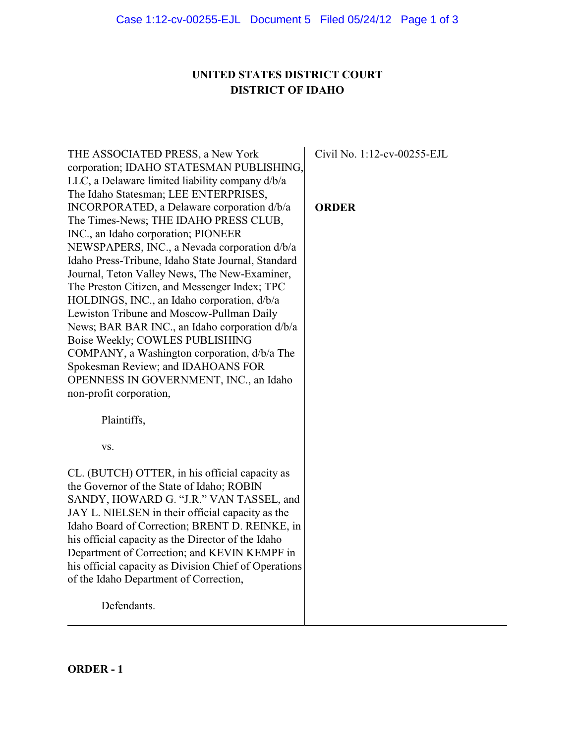**UNITED STATES DISTRICT COURT**
**DISTRICT OF IDAHO**

| | |
|---|---|
| THE ASSOCIATED PRESS, a New York corporation; IDAHO STATESMAN PUBLISHING, LLC, a Delaware limited liability company d/b/a The Idaho Statesman; LEE ENTERPRISES, INCORPORATED, a Delaware corporation d/b/a The Times-News; THE IDAHO PRESS CLUB, INC., an Idaho corporation; PIONEER NEWSPAPERS, INC., a Nevada corporation d/b/a Idaho Press-Tribune, Idaho State Journal, Standard Journal, Teton Valley News, The New-Examiner, The Preston Citizen, and Messenger Index; TPC HOLDINGS, INC., an Idaho corporation, d/b/a Lewiston Tribune and Moscow-Pullman Daily News; BAR BAR INC., an Idaho corporation d/b/a Boise Weekly; COWLES PUBLISHING COMPANY, a Washington corporation, d/b/a The Spokesman Review; and IDAHOANS FOR OPENNESS IN GOVERNMENT, INC., an Idaho non-profit corporation,<br><br>Plaintiffs,<br><br>vs.<br><br>CL. (BUTCH) OTTER, in his official capacity as the Governor of the State of Idaho; ROBIN SANDY, HOWARD G. "J.R." VAN TASSEL, and JAY L. NIELSEN in their official capacity as the Idaho Board of Correction; BRENT D. REINKE, in his official capacity as the Director of the Idaho Department of Correction; and KEVIN KEMPF in his official capacity as Division Chief of Operations of the Idaho Department of Correction,<br><br>Defendants. | Civil No. 1:12-cv-00255-EJL<br><br>**ORDER** |

**ORDER - 1**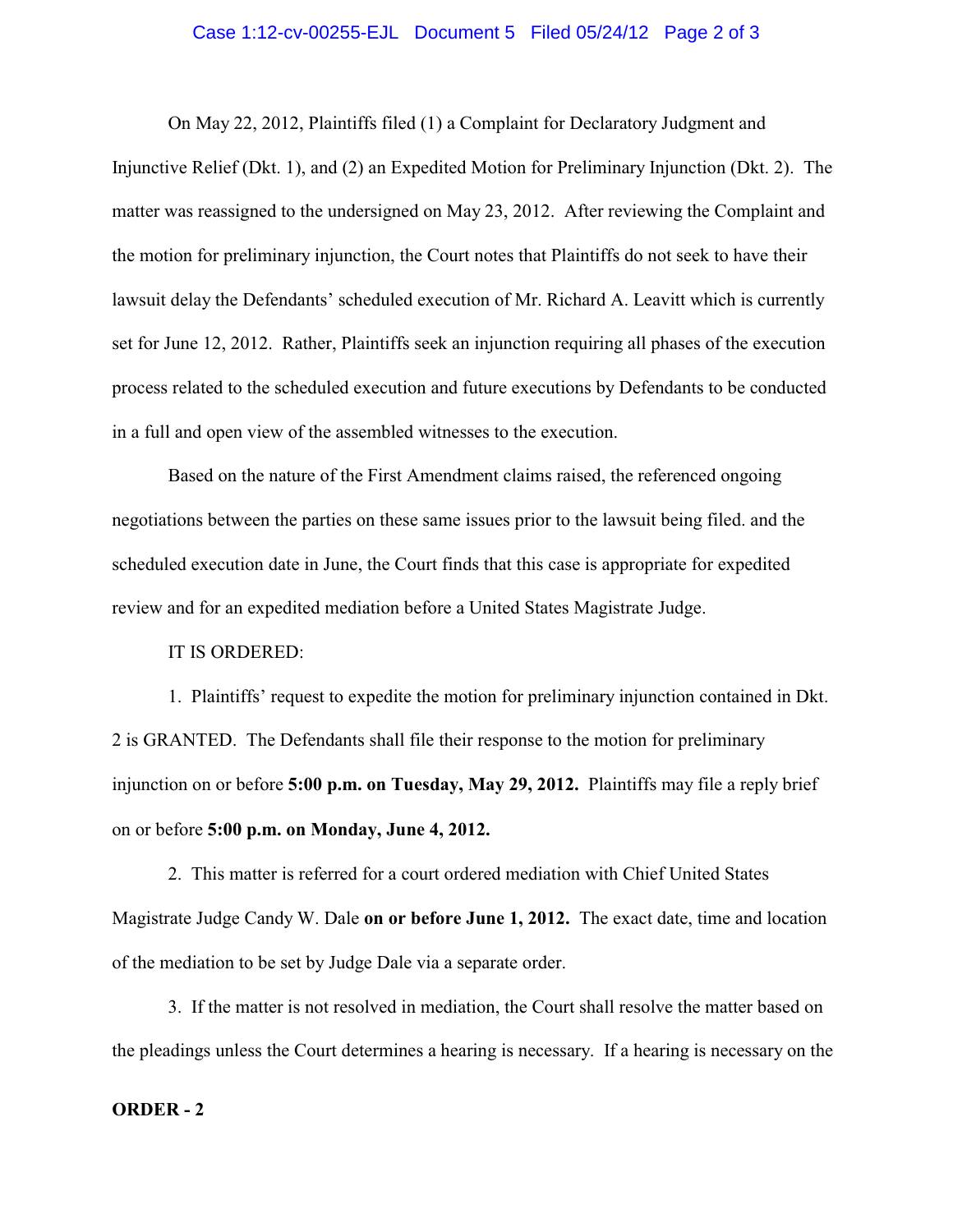On May 22, 2012, Plaintiffs filed (1) a Complaint for Declaratory Judgment and Injunctive Relief (Dkt. 1), and (2) an Expedited Motion for Preliminary Injunction (Dkt. 2). The matter was reassigned to the undersigned on May 23, 2012. After reviewing the Complaint and the motion for preliminary injunction, the Court notes that Plaintiffs do not seek to have their lawsuit delay the Defendants' scheduled execution of Mr. Richard A. Leavitt which is currently set for June 12, 2012. Rather, Plaintiffs seek an injunction requiring all phases of the execution process related to the scheduled execution and future executions by Defendants to be conducted in a full and open view of the assembled witnesses to the execution.

Based on the nature of the First Amendment claims raised, the referenced ongoing negotiations between the parties on these same issues prior to the lawsuit being filed. and the scheduled execution date in June, the Court finds that this case is appropriate for expedited review and for an expedited mediation before a United States Magistrate Judge.

IT IS ORDERED:

1. Plaintiffs' request to expedite the motion for preliminary injunction contained in Dkt. 2 is GRANTED. The Defendants shall file their response to the motion for preliminary injunction on or before **5:00 p.m. on Tuesday, May 29, 2012.** Plaintiffs may file a reply brief on or before **5:00 p.m. on Monday, June 4, 2012.**

2. This matter is referred for a court ordered mediation with Chief United States Magistrate Judge Candy W. Dale **on or before June 1, 2012.** The exact date, time and location of the mediation to be set by Judge Dale via a separate order.

3. If the matter is not resolved in mediation, the Court shall resolve the matter based on the pleadings unless the Court determines a hearing is necessary. If a hearing is necessary on the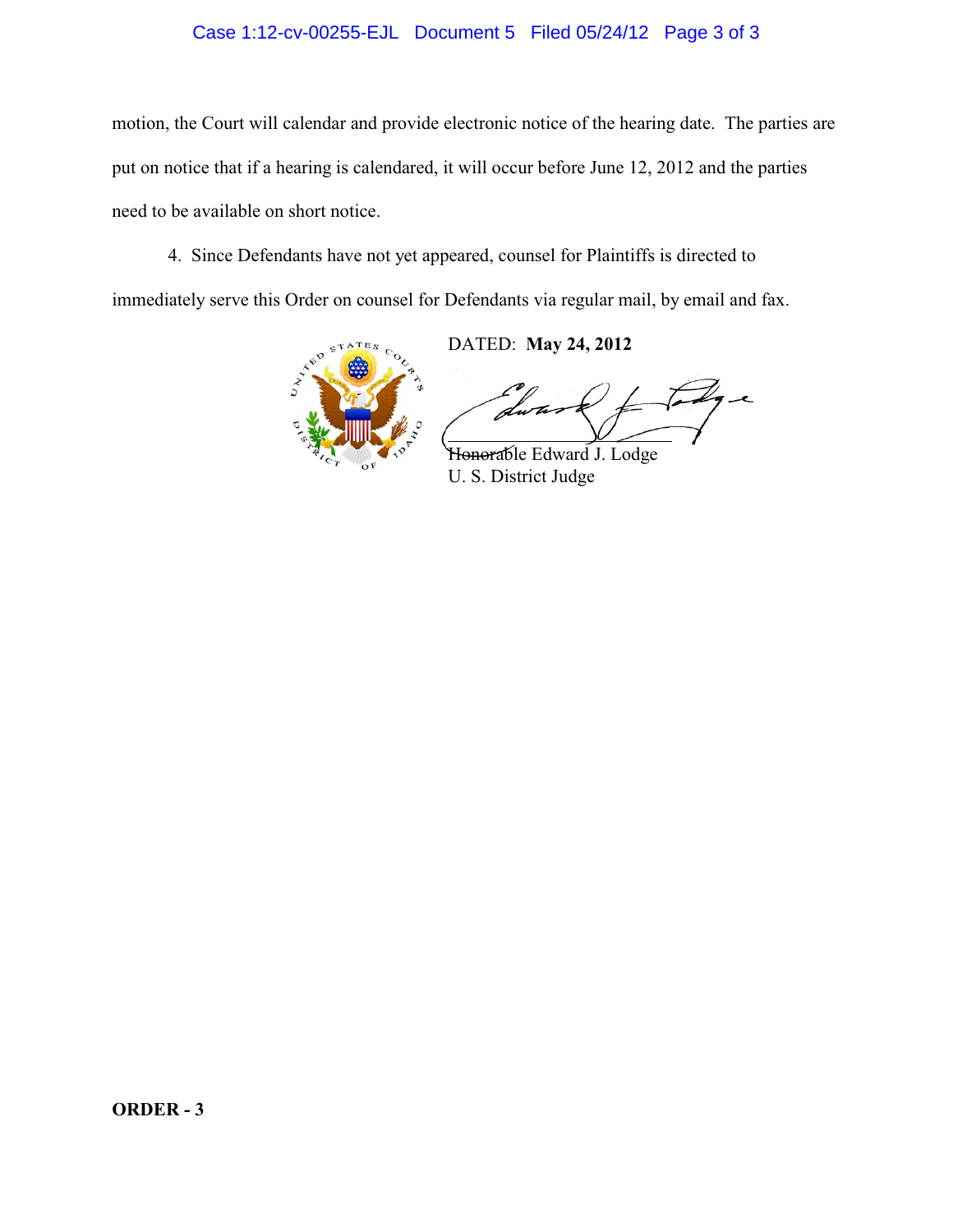motion, the Court will calendar and provide electronic notice of the hearing date. The parties are put on notice that if a hearing is calendared, it will occur before June 12, 2012 and the parties need to be available on short notice.

4. Since Defendants have not yet appeared, counsel for Plaintiffs is directed to immediately serve this Order on counsel for Defendants via regular mail, by email and fax.

DATED: **May 24, 2012**

Honorable Edward J. Lodge
U. S. District Judge

**ORDER - 3**